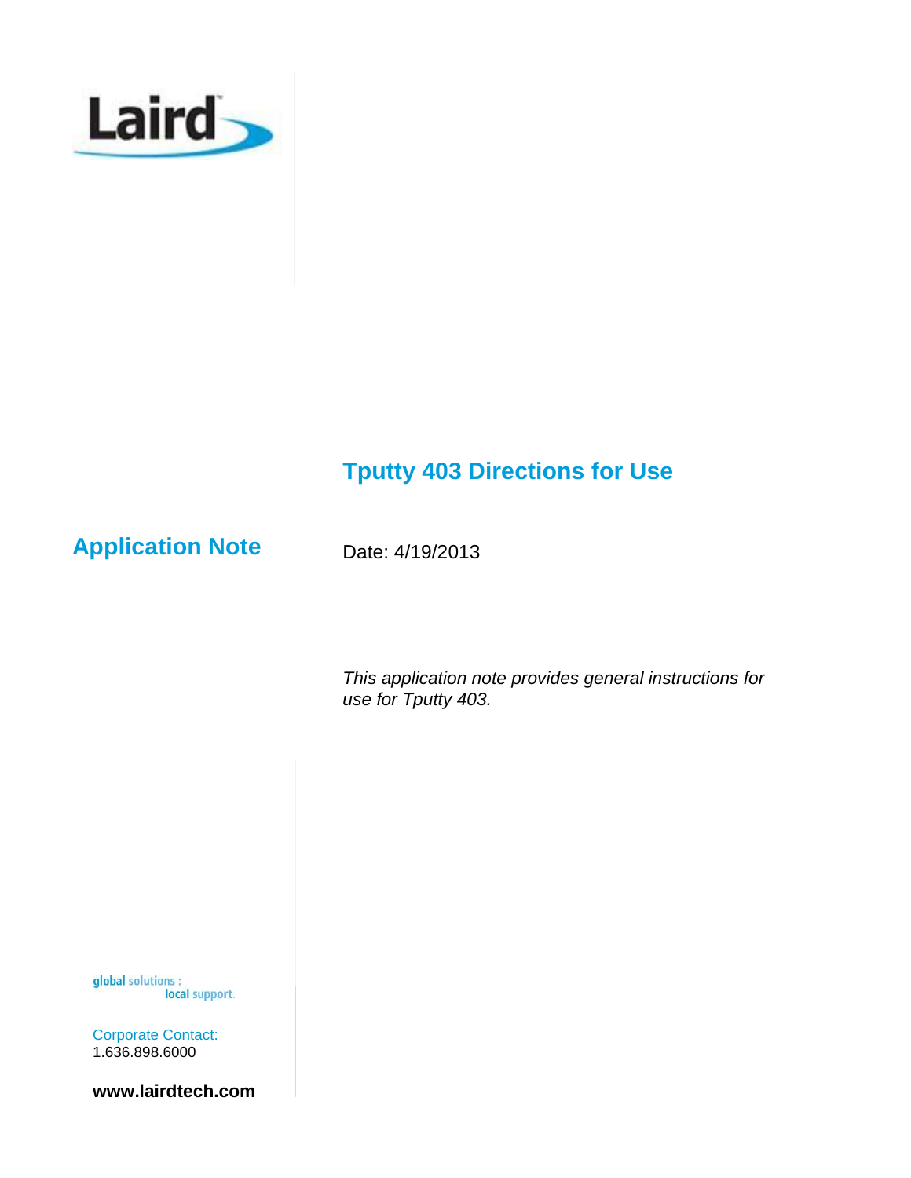Laird

# Tputty 403 Directions for Use

## Application Note

Date: 4/19/2013

*This application note provides general instructions for use for Tputty 403.*

global solutions : local support.

Corporate Contact:
1.636.898.6000

**www.lairdtech.com**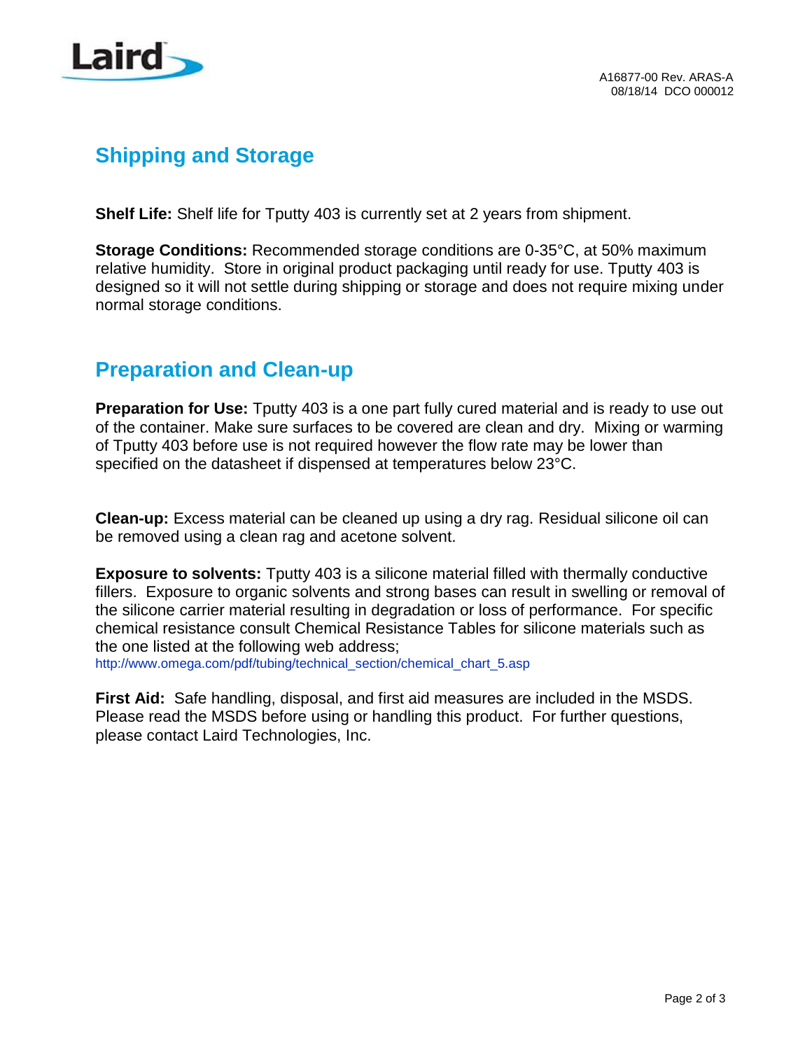## Shipping and Storage

**Shelf Life:** Shelf life for Tputty 403 is currently set at 2 years from shipment.

**Storage Conditions:** Recommended storage conditions are 0-35°C, at 50% maximum relative humidity. Store in original product packaging until ready for use. Tputty 403 is designed so it will not settle during shipping or storage and does not require mixing under normal storage conditions.

## Preparation and Clean-up

**Preparation for Use:** Tputty 403 is a one part fully cured material and is ready to use out of the container. Make sure surfaces to be covered are clean and dry. Mixing or warming of Tputty 403 before use is not required however the flow rate may be lower than specified on the datasheet if dispensed at temperatures below 23°C.

**Clean-up:** Excess material can be cleaned up using a dry rag. Residual silicone oil can be removed using a clean rag and acetone solvent.

**Exposure to solvents:** Tputty 403 is a silicone material filled with thermally conductive fillers. Exposure to organic solvents and strong bases can result in swelling or removal of the silicone carrier material resulting in degradation or loss of performance. For specific chemical resistance consult Chemical Resistance Tables for silicone materials such as the one listed at the following web address;
http://www.omega.com/pdf/tubing/technical_section/chemical_chart_5.asp

**First Aid:** Safe handling, disposal, and first aid measures are included in the MSDS. Please read the MSDS before using or handling this product. For further questions, please contact Laird Technologies, Inc.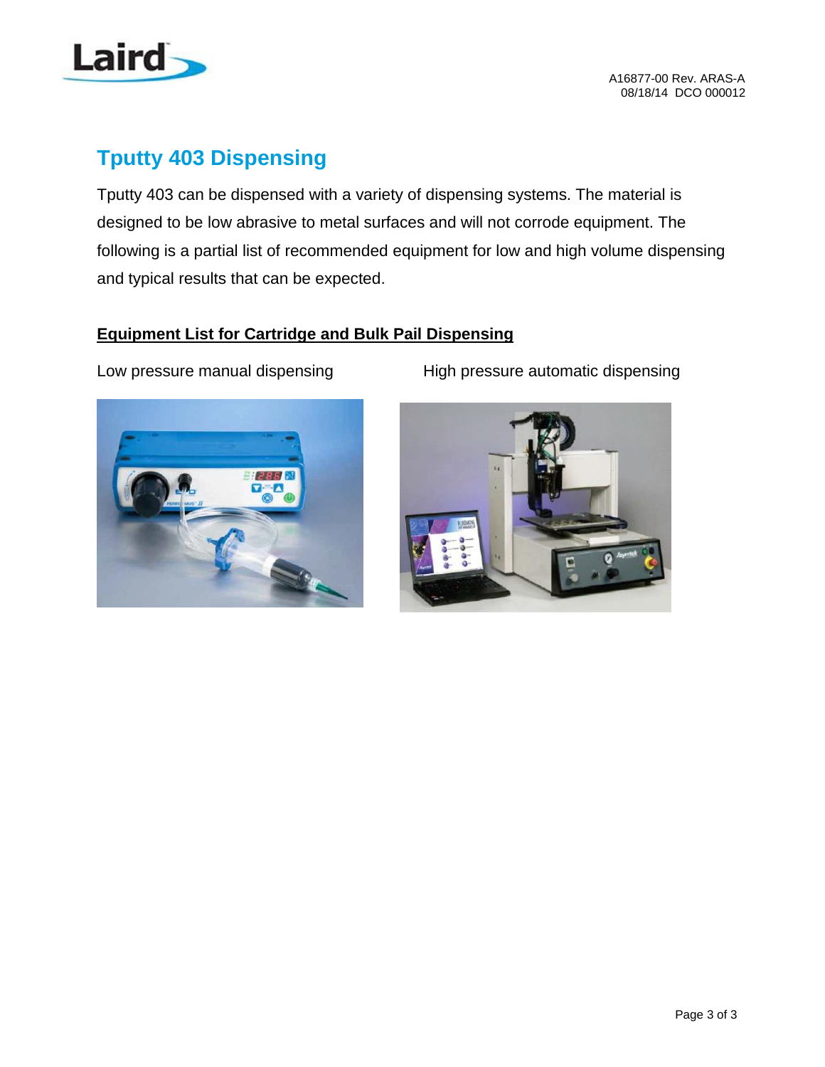# Tputty 403 Dispensing

Tputty 403 can be dispensed with a variety of dispensing systems. The material is designed to be low abrasive to metal surfaces and will not corrode equipment. The following is a partial list of recommended equipment for low and high volume dispensing and typical results that can be expected.

**Equipment List for Cartridge and Bulk Pail Dispensing**

Low pressure manual dispensing

High pressure automatic dispensing